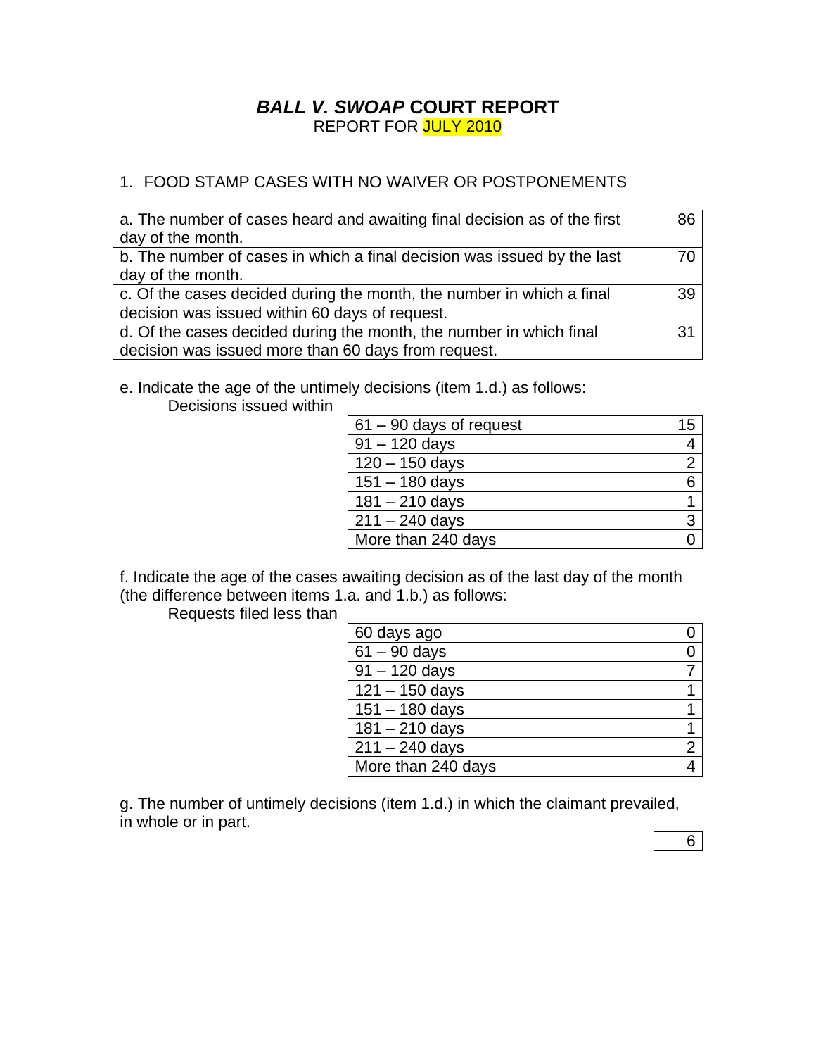# ***BALL V. SWOAP* COURT REPORT**

REPORT FOR JULY 2010

1. FOOD STAMP CASES WITH NO WAIVER OR POSTPONEMENTS

| | |
|---|---|
| a. The number of cases heard and awaiting final decision as of the first day of the month. | 86 |
| b. The number of cases in which a final decision was issued by the last day of the month. | 70 |
| c. Of the cases decided during the month, the number in which a final decision was issued within 60 days of request. | 39 |
| d. Of the cases decided during the month, the number in which final decision was issued more than 60 days from request. | 31 |

e. Indicate the age of the untimely decisions (item 1.d.) as follows:

Decisions issued within

| | |
|---|---|
| 61 – 90 days of request | 15 |
| 91 – 120 days | 4 |
| 120 – 150 days | 2 |
| 151 – 180 days | 6 |
| 181 – 210 days | 1 |
| 211 – 240 days | 3 |
| More than 240 days | 0 |

f. Indicate the age of the cases awaiting decision as of the last day of the month (the difference between items 1.a. and 1.b.) as follows:

Requests filed less than

| | |
|---|---|
| 60 days ago | 0 |
| 61 – 90 days | 0 |
| 91 – 120 days | 7 |
| 121 – 150 days | 1 |
| 151 – 180 days | 1 |
| 181 – 210 days | 1 |
| 211 – 240 days | 2 |
| More than 240 days | 4 |

g. The number of untimely decisions (item 1.d.) in which the claimant prevailed, in whole or in part.

| |
|---|
| 6 |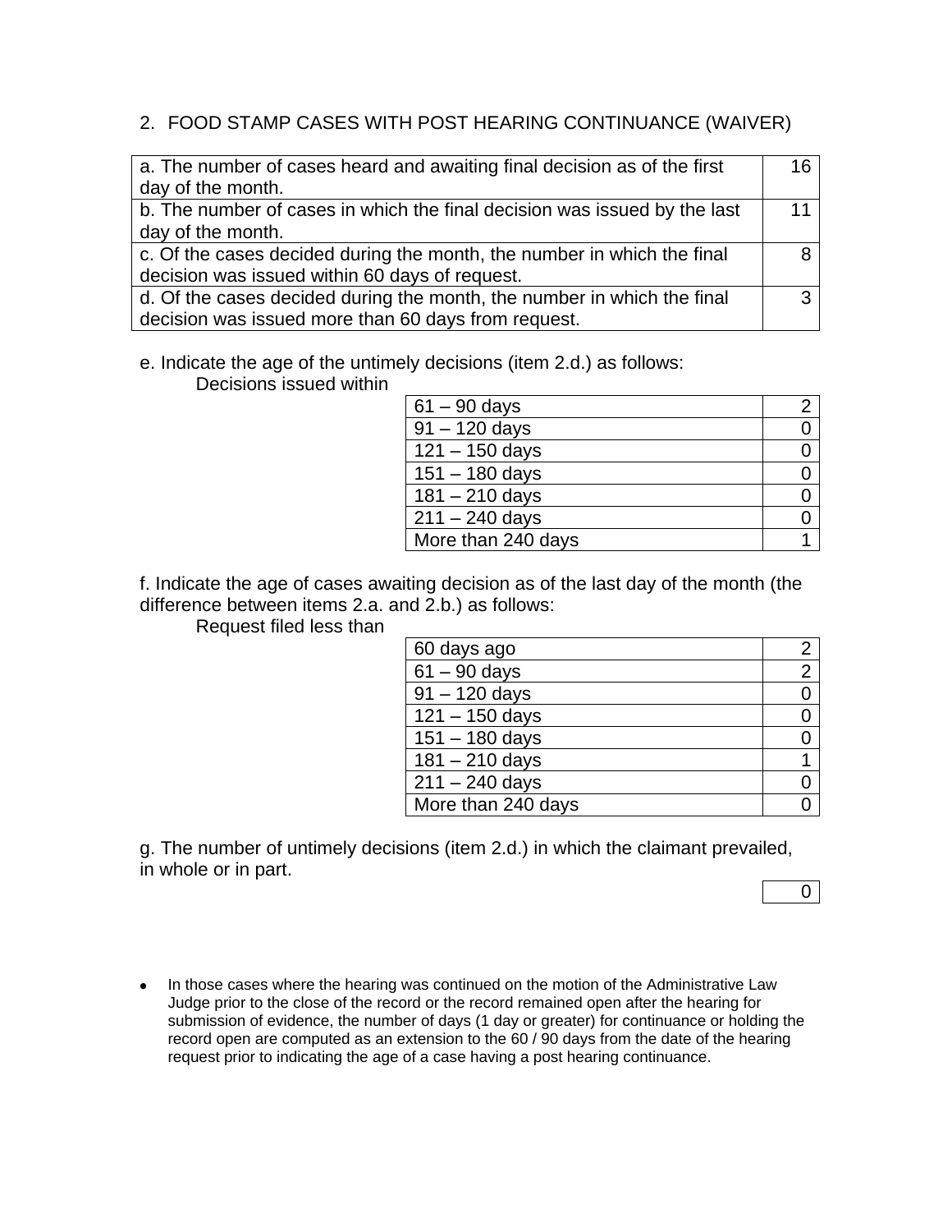## 2. FOOD STAMP CASES WITH POST HEARING CONTINUANCE (WAIVER)

| | |
|---|---|
| a. The number of cases heard and awaiting final decision as of the first day of the month. | 16 |
| b. The number of cases in which the final decision was issued by the last day of the month. | 11 |
| c. Of the cases decided during the month, the number in which the final decision was issued within 60 days of request. | 8 |
| d. Of the cases decided during the month, the number in which the final decision was issued more than 60 days from request. | 3 |

e. Indicate the age of the untimely decisions (item 2.d.) as follows:

Decisions issued within

| | |
|---|---|
| 61 – 90 days | 2 |
| 91 – 120 days | 0 |
| 121 – 150 days | 0 |
| 151 – 180 days | 0 |
| 181 – 210 days | 0 |
| 211 – 240 days | 0 |
| More than 240 days | 1 |

f. Indicate the age of cases awaiting decision as of the last day of the month (the difference between items 2.a. and 2.b.) as follows:

Request filed less than

| | |
|---|---|
| 60 days ago | 2 |
| 61 – 90 days | 2 |
| 91 – 120 days | 0 |
| 121 – 150 days | 0 |
| 151 – 180 days | 0 |
| 181 – 210 days | 1 |
| 211 – 240 days | 0 |
| More than 240 days | 0 |

g. The number of untimely decisions (item 2.d.) in which the claimant prevailed, in whole or in part.

| |
|---|
| 0 |

- In those cases where the hearing was continued on the motion of the Administrative Law Judge prior to the close of the record or the record remained open after the hearing for submission of evidence, the number of days (1 day or greater) for continuance or holding the record open are computed as an extension to the 60 / 90 days from the date of the hearing request prior to indicating the age of a case having a post hearing continuance.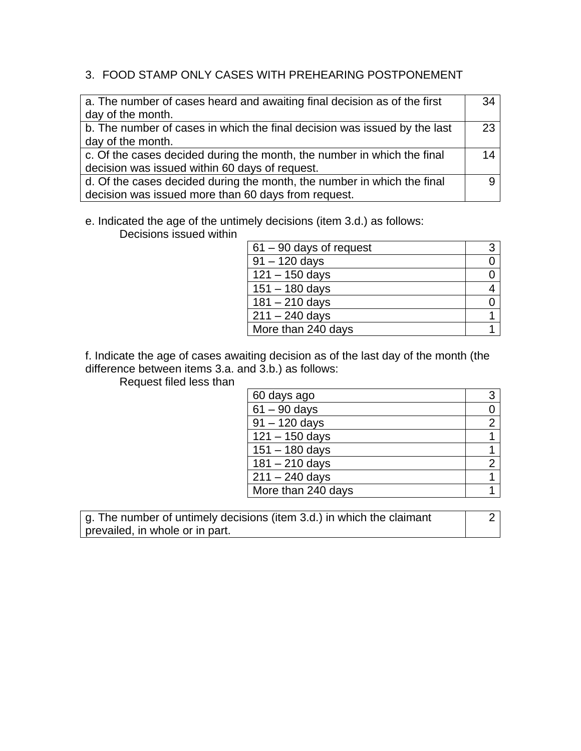## 3. FOOD STAMP ONLY CASES WITH PREHEARING POSTPONEMENT

| | |
|---|---|
| a. The number of cases heard and awaiting final decision as of the first day of the month. | 34 |
| b. The number of cases in which the final decision was issued by the last day of the month. | 23 |
| c. Of the cases decided during the month, the number in which the final decision was issued within 60 days of request. | 14 |
| d. Of the cases decided during the month, the number in which the final decision was issued more than 60 days from request. | 9 |

e. Indicated the age of the untimely decisions (item 3.d.) as follows:

Decisions issued within

| | |
|---|---|
| 61 – 90 days of request | 3 |
| 91 – 120 days | 0 |
| 121 – 150 days | 0 |
| 151 – 180 days | 4 |
| 181 – 210 days | 0 |
| 211 – 240 days | 1 |
| More than 240 days | 1 |

f. Indicate the age of cases awaiting decision as of the last day of the month (the difference between items 3.a. and 3.b.) as follows:

Request filed less than

| | |
|---|---|
| 60 days ago | 3 |
| 61 – 90 days | 0 |
| 91 – 120 days | 2 |
| 121 – 150 days | 1 |
| 151 – 180 days | 1 |
| 181 – 210 days | 2 |
| 211 – 240 days | 1 |
| More than 240 days | 1 |

| | |
|---|---|
| g. The number of untimely decisions (item 3.d.) in which the claimant prevailed, in whole or in part. | 2 |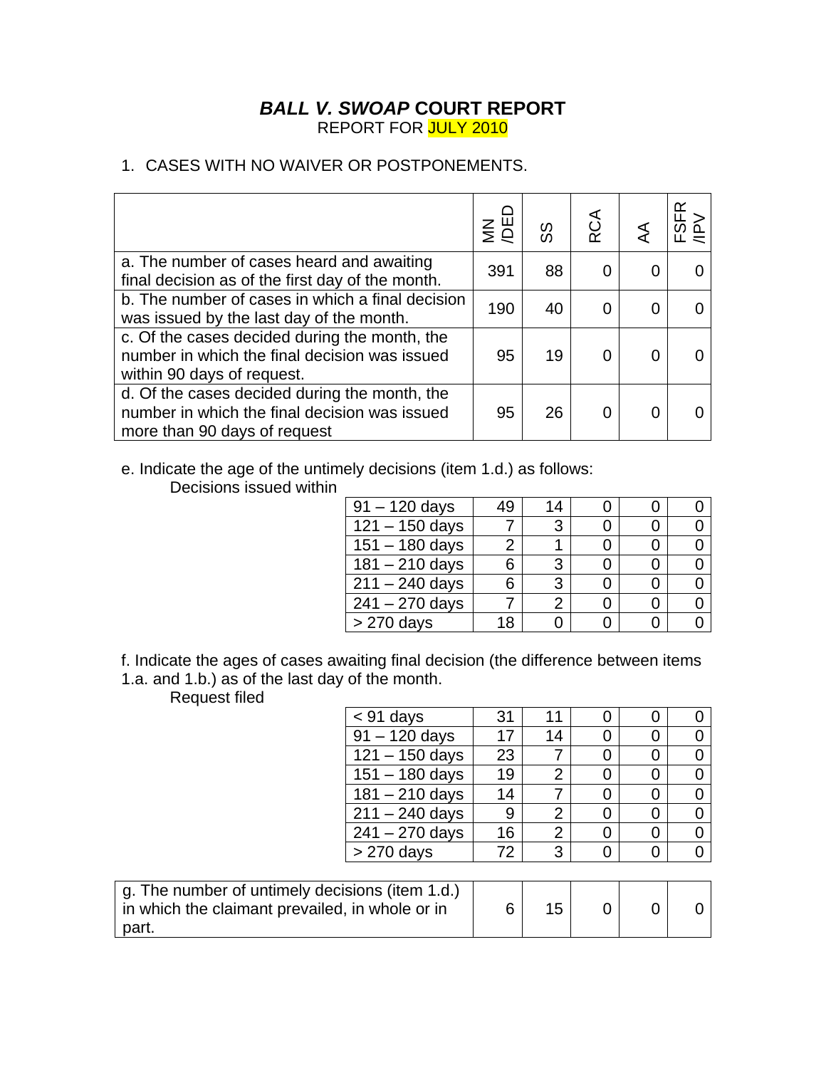# *BALL V. SWOAP* COURT REPORT

REPORT FOR JULY 2010

1. CASES WITH NO WAIVER OR POSTPONEMENTS.

| | MN /DED | SS | RCA | AA | FSFR /IPV |
|---|---|---|---|---|---|
| a. The number of cases heard and awaiting final decision as of the first day of the month. | 391 | 88 | 0 | 0 | 0 |
| b. The number of cases in which a final decision was issued by the last day of the month. | 190 | 40 | 0 | 0 | 0 |
| c. Of the cases decided during the month, the number in which the final decision was issued within 90 days of request. | 95 | 19 | 0 | 0 | 0 |
| d. Of the cases decided during the month, the number in which the final decision was issued more than 90 days of request | 95 | 26 | 0 | 0 | 0 |

e. Indicate the age of the untimely decisions (item 1.d.) as follows:
Decisions issued within

| | MN /DED | SS | RCA | AA | FSFR /IPV |
|---|---|---|---|---|---|
| 91 – 120 days | 49 | 14 | 0 | 0 | 0 |
| 121 – 150 days | 7 | 3 | 0 | 0 | 0 |
| 151 – 180 days | 2 | 1 | 0 | 0 | 0 |
| 181 – 210 days | 6 | 3 | 0 | 0 | 0 |
| 211 – 240 days | 6 | 3 | 0 | 0 | 0 |
| 241 – 270 days | 7 | 2 | 0 | 0 | 0 |
| > 270 days | 18 | 0 | 0 | 0 | 0 |

f. Indicate the ages of cases awaiting final decision (the difference between items 1.a. and 1.b.) as of the last day of the month.
Request filed

| | MN /DED | SS | RCA | AA | FSFR /IPV |
|---|---|---|---|---|---|
| < 91 days | 31 | 11 | 0 | 0 | 0 |
| 91 – 120 days | 17 | 14 | 0 | 0 | 0 |
| 121 – 150 days | 23 | 7 | 0 | 0 | 0 |
| 151 – 180 days | 19 | 2 | 0 | 0 | 0 |
| 181 – 210 days | 14 | 7 | 0 | 0 | 0 |
| 211 – 240 days | 9 | 2 | 0 | 0 | 0 |
| 241 – 270 days | 16 | 2 | 0 | 0 | 0 |
| > 270 days | 72 | 3 | 0 | 0 | 0 |

| | MN /DED | SS | RCA | AA | FSFR /IPV |
|---|---|---|---|---|---|
| g. The number of untimely decisions (item 1.d.) in which the claimant prevailed, in whole or in part. | 6 | 15 | 0 | 0 | 0 |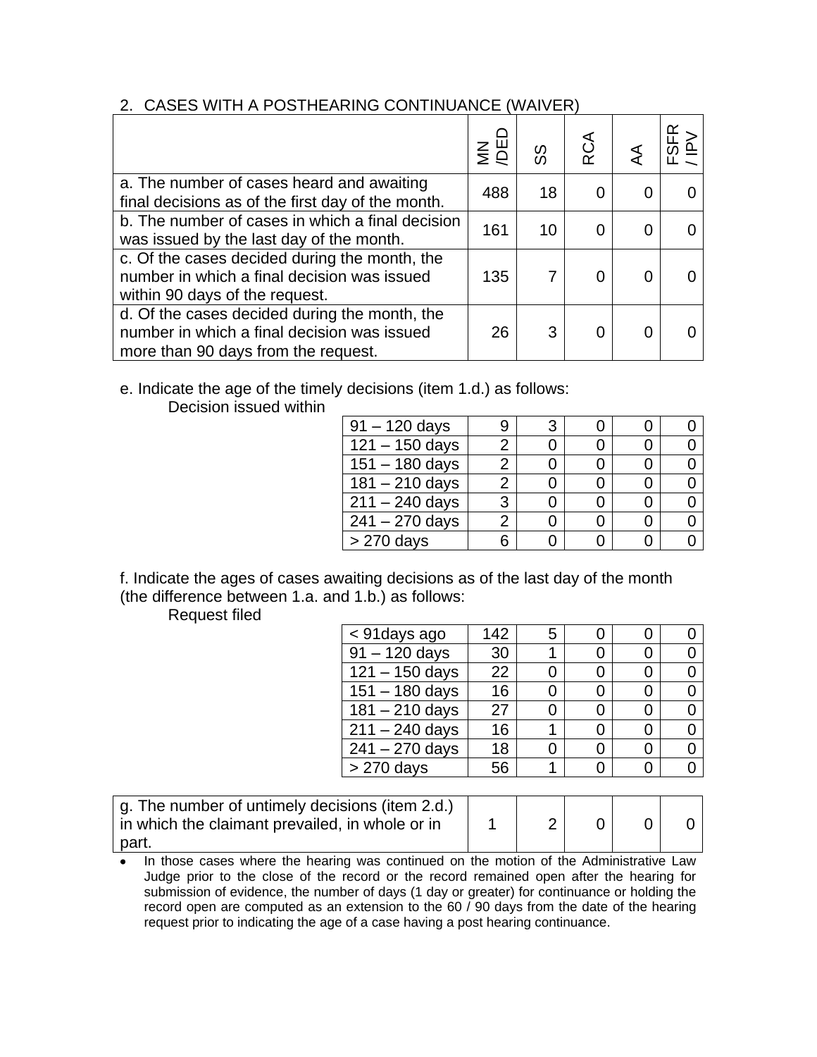2. CASES WITH A POSTHEARING CONTINUANCE (WAIVER)

| | MN /DED | SS | RCA | AA | FSFR / IPV |
|---|---|---|---|---|---|
| a. The number of cases heard and awaiting final decisions as of the first day of the month. | 488 | 18 | 0 | 0 | 0 |
| b. The number of cases in which a final decision was issued by the last day of the month. | 161 | 10 | 0 | 0 | 0 |
| c. Of the cases decided during the month, the number in which a final decision was issued within 90 days of the request. | 135 | 7 | 0 | 0 | 0 |
| d. Of the cases decided during the month, the number in which a final decision was issued more than 90 days from the request. | 26 | 3 | 0 | 0 | 0 |

e. Indicate the age of the timely decisions (item 1.d.) as follows:

Decision issued within

| | MN /DED | SS | RCA | AA | FSFR / IPV |
|---|---|---|---|---|---|
| 91 – 120 days | 9 | 3 | 0 | 0 | 0 |
| 121 – 150 days | 2 | 0 | 0 | 0 | 0 |
| 151 – 180 days | 2 | 0 | 0 | 0 | 0 |
| 181 – 210 days | 2 | 0 | 0 | 0 | 0 |
| 211 – 240 days | 3 | 0 | 0 | 0 | 0 |
| 241 – 270 days | 2 | 0 | 0 | 0 | 0 |
| > 270 days | 6 | 0 | 0 | 0 | 0 |

f. Indicate the ages of cases awaiting decisions as of the last day of the month (the difference between 1.a. and 1.b.) as follows:

Request filed

| | MN /DED | SS | RCA | AA | FSFR / IPV |
|---|---|---|---|---|---|
| < 91days ago | 142 | 5 | 0 | 0 | 0 |
| 91 – 120 days | 30 | 1 | 0 | 0 | 0 |
| 121 – 150 days | 22 | 0 | 0 | 0 | 0 |
| 151 – 180 days | 16 | 0 | 0 | 0 | 0 |
| 181 – 210 days | 27 | 0 | 0 | 0 | 0 |
| 211 – 240 days | 16 | 1 | 0 | 0 | 0 |
| 241 – 270 days | 18 | 0 | 0 | 0 | 0 |
| > 270 days | 56 | 1 | 0 | 0 | 0 |

| | MN /DED | SS | RCA | AA | FSFR / IPV |
|---|---|---|---|---|---|
| g. The number of untimely decisions (item 2.d.) in which the claimant prevailed, in whole or in part. | 1 | 2 | 0 | 0 | 0 |

- In those cases where the hearing was continued on the motion of the Administrative Law Judge prior to the close of the record or the record remained open after the hearing for submission of evidence, the number of days (1 day or greater) for continuance or holding the record open are computed as an extension to the 60 / 90 days from the date of the hearing request prior to indicating the age of a case having a post hearing continuance.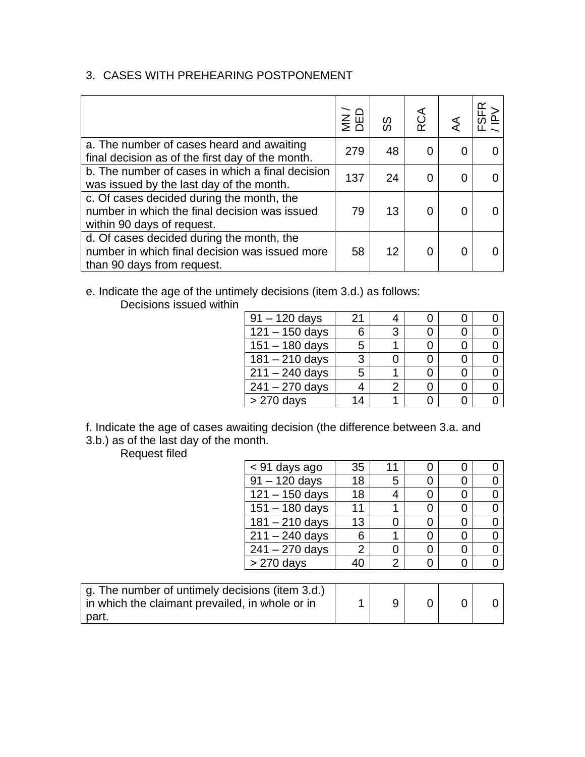## 3. CASES WITH PREHEARING POSTPONEMENT

| | MN / DED | SS | RCA | AA | FSFR / IPV |
|---|---|---|---|---|---|
| a. The number of cases heard and awaiting final decision as of the first day of the month. | 279 | 48 | 0 | 0 | 0 |
| b. The number of cases in which a final decision was issued by the last day of the month. | 137 | 24 | 0 | 0 | 0 |
| c. Of cases decided during the month, the number in which the final decision was issued within 90 days of request. | 79 | 13 | 0 | 0 | 0 |
| d. Of cases decided during the month, the number in which final decision was issued more than 90 days from request. | 58 | 12 | 0 | 0 | 0 |

e. Indicate the age of the untimely decisions (item 3.d.) as follows:

Decisions issued within

| | MN / DED | SS | RCA | AA | FSFR / IPV |
|---|---|---|---|---|---|
| 91 – 120 days | 21 | 4 | 0 | 0 | 0 |
| 121 – 150 days | 6 | 3 | 0 | 0 | 0 |
| 151 – 180 days | 5 | 1 | 0 | 0 | 0 |
| 181 – 210 days | 3 | 0 | 0 | 0 | 0 |
| 211 – 240 days | 5 | 1 | 0 | 0 | 0 |
| 241 – 270 days | 4 | 2 | 0 | 0 | 0 |
| > 270 days | 14 | 1 | 0 | 0 | 0 |

f. Indicate the age of cases awaiting decision (the difference between 3.a. and 3.b.) as of the last day of the month.

Request filed

| | MN / DED | SS | RCA | AA | FSFR / IPV |
|---|---|---|---|---|---|
| < 91 days ago | 35 | 11 | 0 | 0 | 0 |
| 91 – 120 days | 18 | 5 | 0 | 0 | 0 |
| 121 – 150 days | 18 | 4 | 0 | 0 | 0 |
| 151 – 180 days | 11 | 1 | 0 | 0 | 0 |
| 181 – 210 days | 13 | 0 | 0 | 0 | 0 |
| 211 – 240 days | 6 | 1 | 0 | 0 | 0 |
| 241 – 270 days | 2 | 0 | 0 | 0 | 0 |
| > 270 days | 40 | 2 | 0 | 0 | 0 |

| | MN / DED | SS | RCA | AA | FSFR / IPV |
|---|---|---|---|---|---|
| g. The number of untimely decisions (item 3.d.) in which the claimant prevailed, in whole or in part. | 1 | 9 | 0 | 0 | 0 |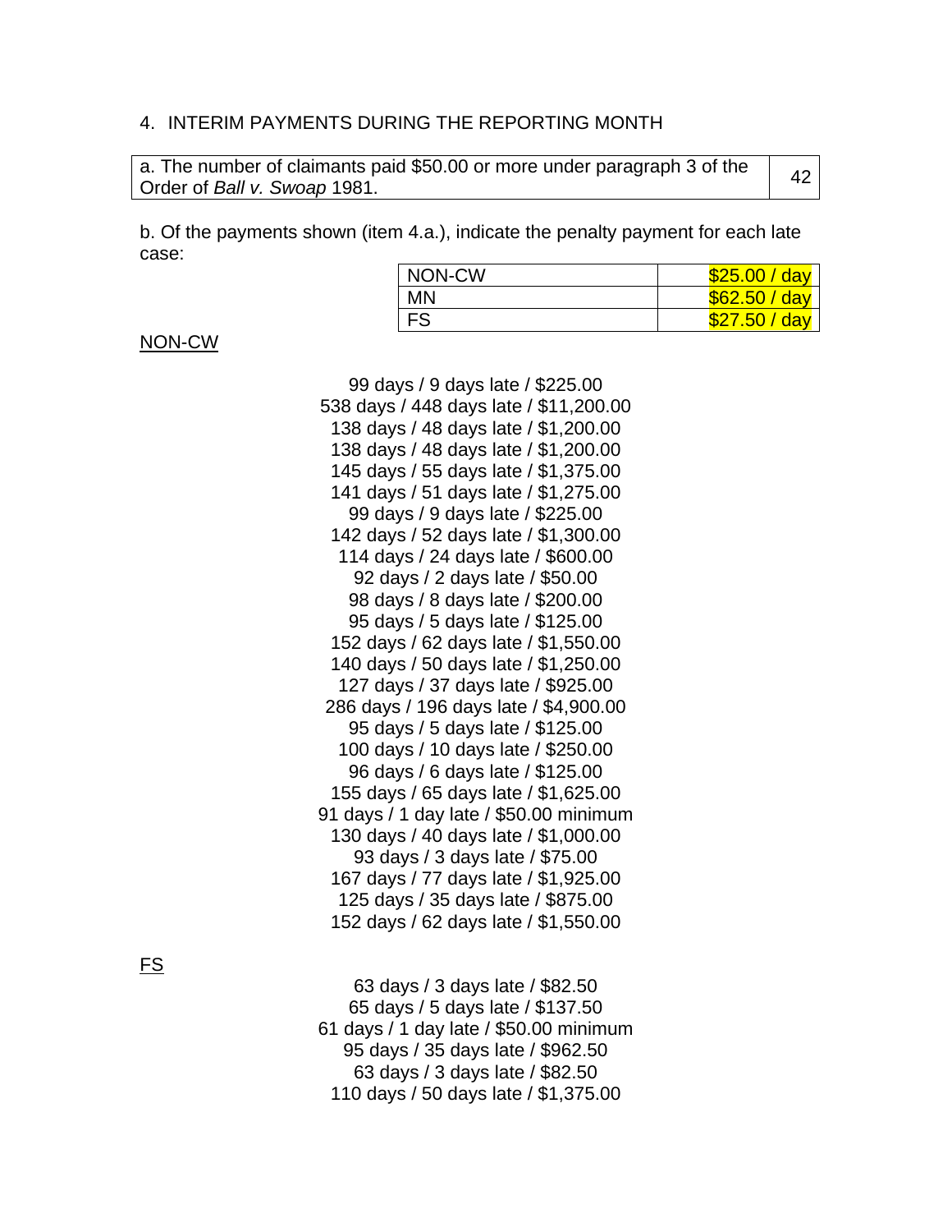4. INTERIM PAYMENTS DURING THE REPORTING MONTH

| a. The number of claimants paid $50.00 or more under paragraph 3 of the Order of *Ball v. Swoap* 1981. | 42 |
|---|---|

b. Of the payments shown (item 4.a.), indicate the penalty payment for each late case:

| NON-CW | $25.00 / day |
|---|---|
| MN | $62.50 / day |
| FS | $27.50 / day |

NON-CW

99 days / 9 days late / $225.00
538 days / 448 days late / $11,200.00
138 days / 48 days late / $1,200.00
138 days / 48 days late / $1,200.00
145 days / 55 days late / $1,375.00
141 days / 51 days late / $1,275.00
99 days / 9 days late / $225.00
142 days / 52 days late / $1,300.00
114 days / 24 days late / $600.00
92 days / 2 days late / $50.00
98 days / 8 days late / $200.00
95 days / 5 days late / $125.00
152 days / 62 days late / $1,550.00
140 days / 50 days late / $1,250.00
127 days / 37 days late / $925.00
286 days / 196 days late / $4,900.00
95 days / 5 days late / $125.00
100 days / 10 days late / $250.00
96 days / 6 days late / $125.00
155 days / 65 days late / $1,625.00
91 days / 1 day late / $50.00 minimum
130 days / 40 days late / $1,000.00
93 days / 3 days late / $75.00
167 days / 77 days late / $1,925.00
125 days / 35 days late / $875.00
152 days / 62 days late / $1,550.00

FS

63 days / 3 days late / $82.50
65 days / 5 days late / $137.50
61 days / 1 day late / $50.00 minimum
95 days / 35 days late / $962.50
63 days / 3 days late / $82.50
110 days / 50 days late / $1,375.00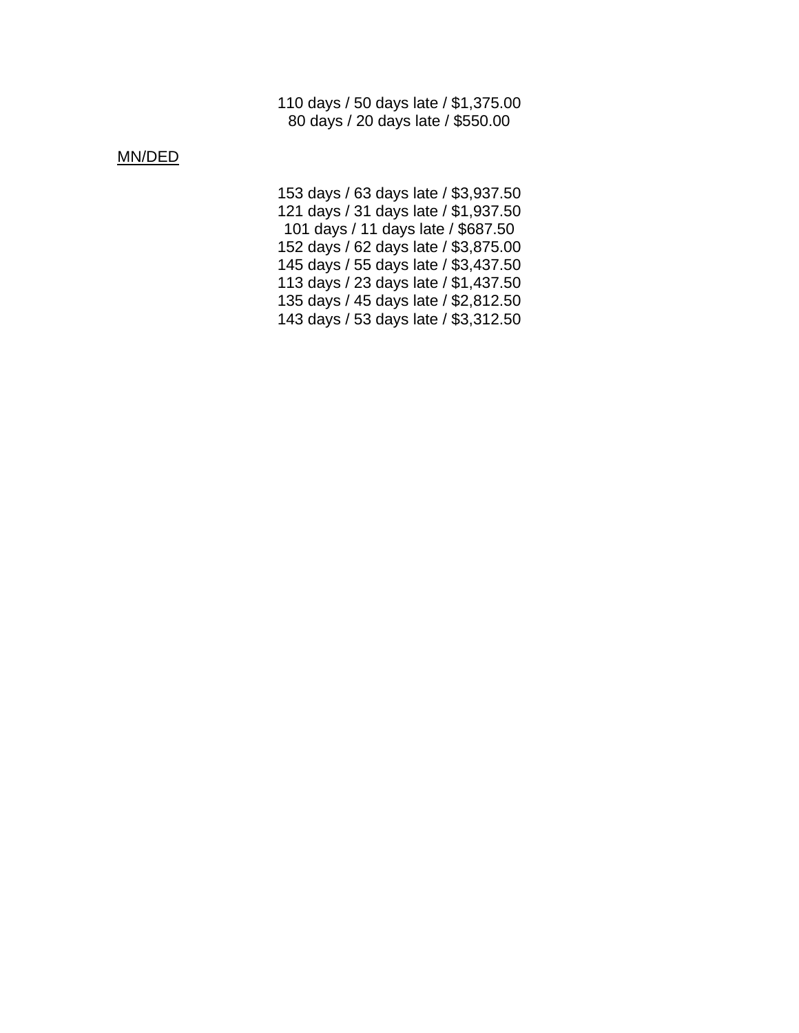110 days / 50 days late / $1,375.00
80 days / 20 days late / $550.00

MN/DED

153 days / 63 days late / $3,937.50
121 days / 31 days late / $1,937.50
101 days / 11 days late / $687.50
152 days / 62 days late / $3,875.00
145 days / 55 days late / $3,437.50
113 days / 23 days late / $1,437.50
135 days / 45 days late / $2,812.50
143 days / 53 days late / $3,312.50